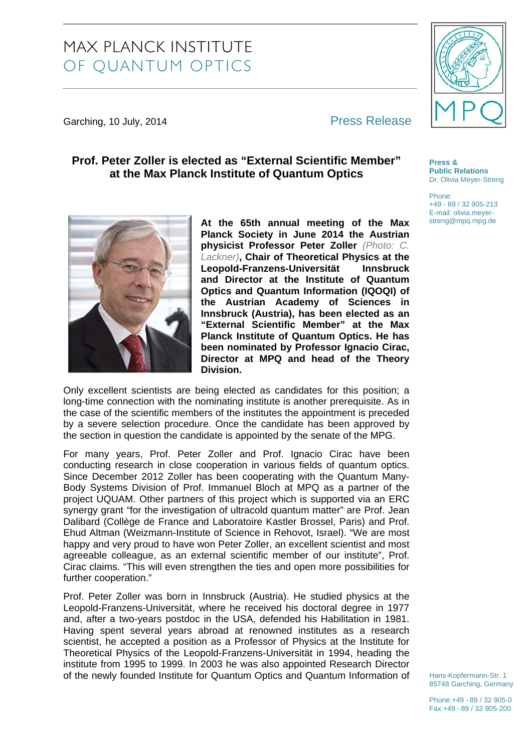MAX PLANCK INSTITUTE
OF QUANTUM OPTICS

Garching, 10 July, 2014

Press Release

Press &
Public Relations
Dr. Olivia Meyer-Streng

Phone:
+49 - 89 / 32 905-213
E-mail: olivia.meyer-streng@mpq.mpg.de

# Prof. Peter Zoller is elected as "External Scientific Member" at the Max Planck Institute of Quantum Optics

**At the 65th annual meeting of the Max Planck Society in June 2014 the Austrian physicist Professor Peter Zoller** *(Photo: C. Lackner)***, Chair of Theoretical Physics at the Leopold-Franzens-Universität Innsbruck and Director at the Institute of Quantum Optics and Quantum Information (IQOQI) of the Austrian Academy of Sciences in Innsbruck (Austria), has been elected as an "External Scientific Member" at the Max Planck Institute of Quantum Optics. He has been nominated by Professor Ignacio Cirac, Director at MPQ and head of the Theory Division.**

Only excellent scientists are being elected as candidates for this position; a long-time connection with the nominating institute is another prerequisite. As in the case of the scientific members of the institutes the appointment is preceded by a severe selection procedure. Once the candidate has been approved by the section in question the candidate is appointed by the senate of the MPG.

For many years, Prof. Peter Zoller and Prof. Ignacio Cirac have been conducting research in close cooperation in various fields of quantum optics. Since December 2012 Zoller has been cooperating with the Quantum Many-Body Systems Division of Prof. Immanuel Bloch at MPQ as a partner of the project UQUAM. Other partners of this project which is supported via an ERC synergy grant "for the investigation of ultracold quantum matter" are Prof. Jean Dalibard (Collège de France and Laboratoire Kastler Brossel, Paris) and Prof. Ehud Altman (Weizmann-Institute of Science in Rehovot, Israel). "We are most happy and very proud to have won Peter Zoller, an excellent scientist and most agreeable colleague, as an external scientific member of our institute", Prof. Cirac claims. "This will even strengthen the ties and open more possibilities for further cooperation."

Prof. Peter Zoller was born in Innsbruck (Austria). He studied physics at the Leopold-Franzens-Universität, where he received his doctoral degree in 1977 and, after a two-years postdoc in the USA, defended his Habilitation in 1981. Having spent several years abroad at renowned institutes as a research scientist, he accepted a position as a Professor of Physics at the Institute for Theoretical Physics of the Leopold-Franzens-Universität in 1994, heading the institute from 1995 to 1999. In 2003 he was also appointed Research Director of the newly founded Institute for Quantum Optics and Quantum Information of

Hans-Kopfermann-Str. 1
85748 Garching, Germany

Phone:+49 - 89 / 32 905-0
Fax:+49 - 89 / 32 905-200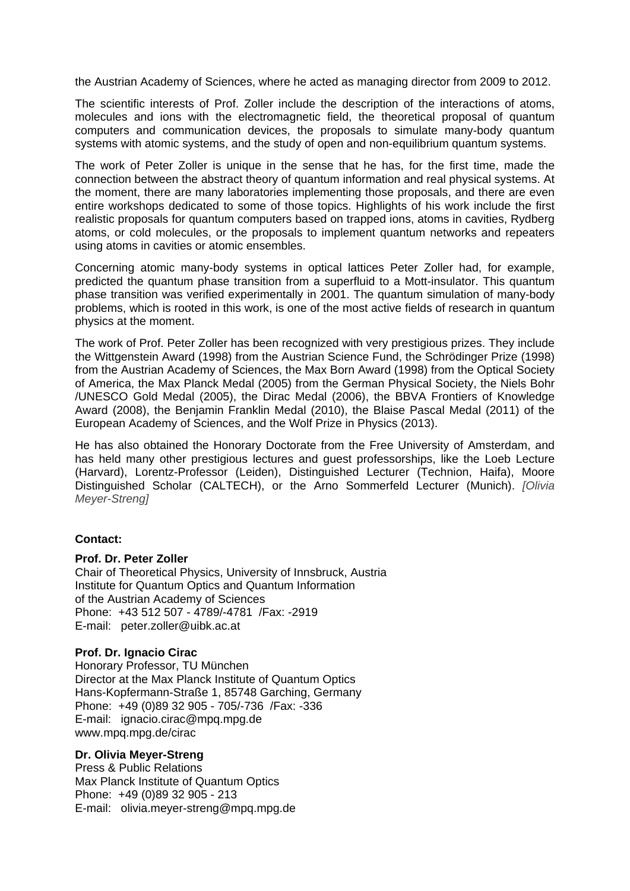the Austrian Academy of Sciences, where he acted as managing director from 2009 to 2012.

The scientific interests of Prof. Zoller include the description of the interactions of atoms, molecules and ions with the electromagnetic field, the theoretical proposal of quantum computers and communication devices, the proposals to simulate many-body quantum systems with atomic systems, and the study of open and non-equilibrium quantum systems.

The work of Peter Zoller is unique in the sense that he has, for the first time, made the connection between the abstract theory of quantum information and real physical systems. At the moment, there are many laboratories implementing those proposals, and there are even entire workshops dedicated to some of those topics. Highlights of his work include the first realistic proposals for quantum computers based on trapped ions, atoms in cavities, Rydberg atoms, or cold molecules, or the proposals to implement quantum networks and repeaters using atoms in cavities or atomic ensembles.

Concerning atomic many-body systems in optical lattices Peter Zoller had, for example, predicted the quantum phase transition from a superfluid to a Mott-insulator. This quantum phase transition was verified experimentally in 2001. The quantum simulation of many-body problems, which is rooted in this work, is one of the most active fields of research in quantum physics at the moment.

The work of Prof. Peter Zoller has been recognized with very prestigious prizes. They include the Wittgenstein Award (1998) from the Austrian Science Fund, the Schrödinger Prize (1998) from the Austrian Academy of Sciences, the Max Born Award (1998) from the Optical Society of America, the Max Planck Medal (2005) from the German Physical Society, the Niels Bohr /UNESCO Gold Medal (2005), the Dirac Medal (2006), the BBVA Frontiers of Knowledge Award (2008), the Benjamin Franklin Medal (2010), the Blaise Pascal Medal (2011) of the European Academy of Sciences, and the Wolf Prize in Physics (2013).

He has also obtained the Honorary Doctorate from the Free University of Amsterdam, and has held many other prestigious lectures and guest professorships, like the Loeb Lecture (Harvard), Lorentz-Professor (Leiden), Distinguished Lecturer (Technion, Haifa), Moore Distinguished Scholar (CALTECH), or the Arno Sommerfeld Lecturer (Munich). *[Olivia Meyer-Streng]*

**Contact:**

**Prof. Dr. Peter Zoller**
Chair of Theoretical Physics, University of Innsbruck, Austria
Institute for Quantum Optics and Quantum Information
of the Austrian Academy of Sciences
Phone: +43 512 507 - 4789/-4781 /Fax: -2919
E-mail: peter.zoller@uibk.ac.at

**Prof. Dr. Ignacio Cirac**
Honorary Professor, TU München
Director at the Max Planck Institute of Quantum Optics
Hans-Kopfermann-Straße 1, 85748 Garching, Germany
Phone: +49 (0)89 32 905 - 705/-736 /Fax: -336
E-mail: ignacio.cirac@mpq.mpg.de
www.mpq.mpg.de/cirac

**Dr. Olivia Meyer-Streng**
Press & Public Relations
Max Planck Institute of Quantum Optics
Phone: +49 (0)89 32 905 - 213
E-mail: olivia.meyer-streng@mpq.mpg.de